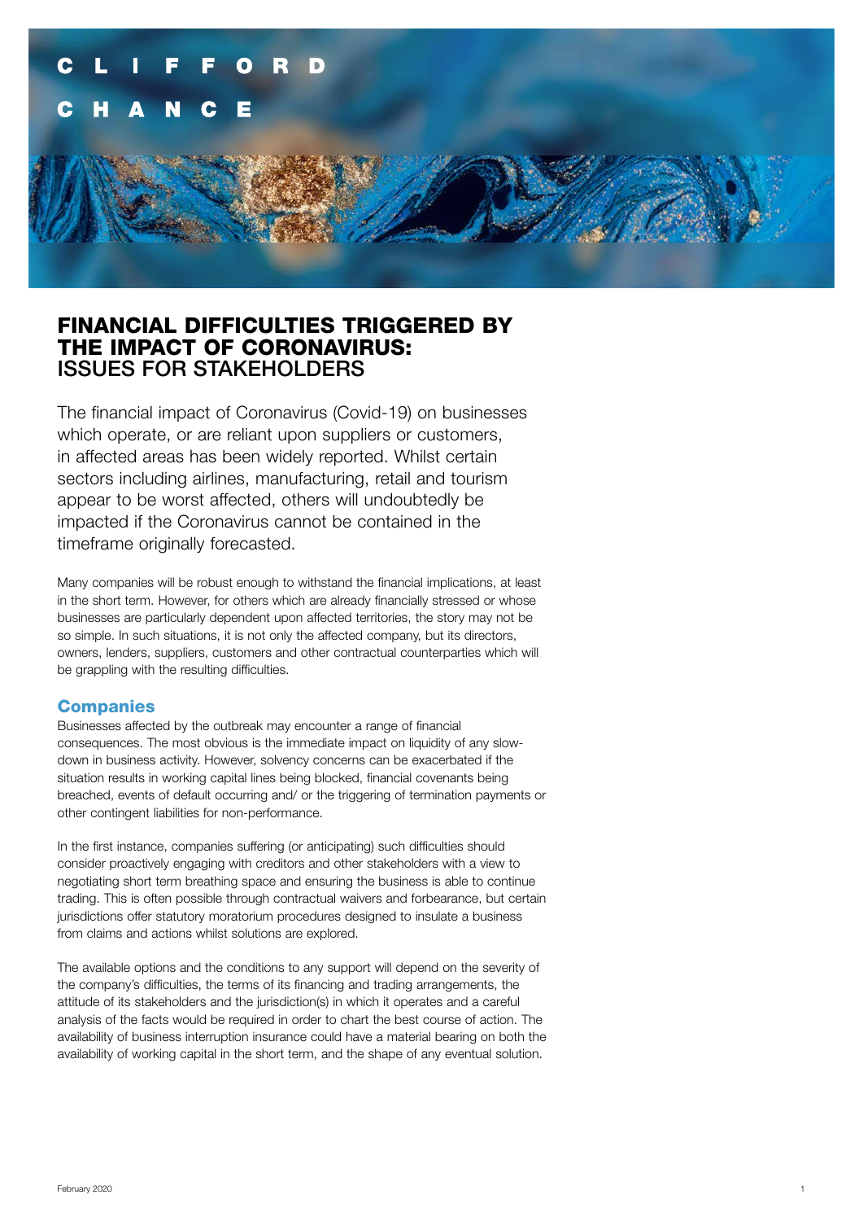CLIFFORD CHANCE

# FINANCIAL DIFFICULTIES TRIGGERED BY THE IMPACT OF CORONAVIRUS: ISSUES FOR STAKEHOLDERS

The financial impact of Coronavirus (Covid-19) on businesses which operate, or are reliant upon suppliers or customers, in affected areas has been widely reported. Whilst certain sectors including airlines, manufacturing, retail and tourism appear to be worst affected, others will undoubtedly be impacted if the Coronavirus cannot be contained in the timeframe originally forecasted.

Many companies will be robust enough to withstand the financial implications, at least in the short term. However, for others which are already financially stressed or whose businesses are particularly dependent upon affected territories, the story may not be so simple. In such situations, it is not only the affected company, but its directors, owners, lenders, suppliers, customers and other contractual counterparties which will be grappling with the resulting difficulties.

## Companies

Businesses affected by the outbreak may encounter a range of financial consequences. The most obvious is the immediate impact on liquidity of any slow-down in business activity. However, solvency concerns can be exacerbated if the situation results in working capital lines being blocked, financial covenants being breached, events of default occurring and/ or the triggering of termination payments or other contingent liabilities for non-performance.

In the first instance, companies suffering (or anticipating) such difficulties should consider proactively engaging with creditors and other stakeholders with a view to negotiating short term breathing space and ensuring the business is able to continue trading. This is often possible through contractual waivers and forbearance, but certain jurisdictions offer statutory moratorium procedures designed to insulate a business from claims and actions whilst solutions are explored.

The available options and the conditions to any support will depend on the severity of the company's difficulties, the terms of its financing and trading arrangements, the attitude of its stakeholders and the jurisdiction(s) in which it operates and a careful analysis of the facts would be required in order to chart the best course of action. The availability of business interruption insurance could have a material bearing on both the availability of working capital in the short term, and the shape of any eventual solution.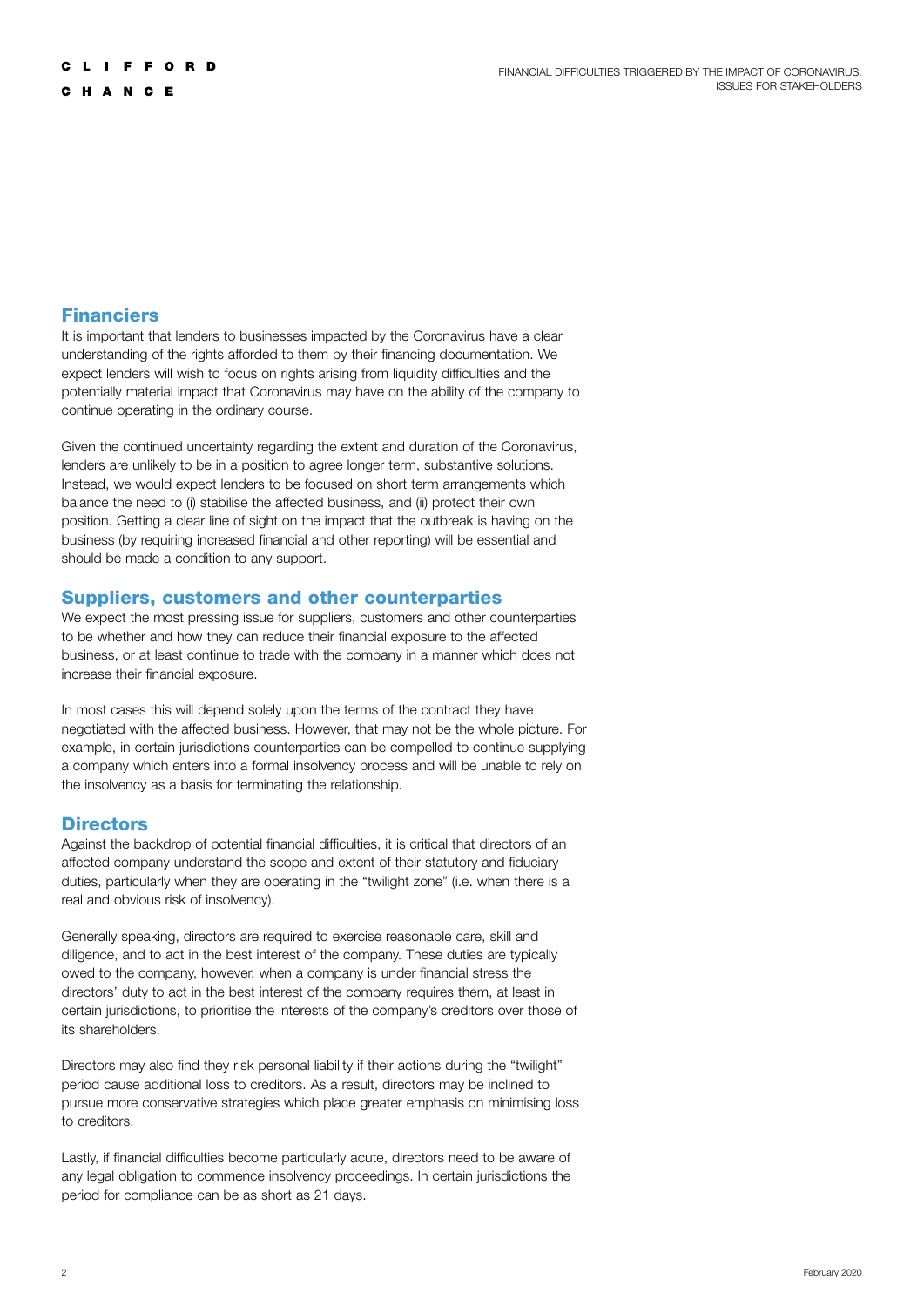## Financiers

It is important that lenders to businesses impacted by the Coronavirus have a clear understanding of the rights afforded to them by their financing documentation. We expect lenders will wish to focus on rights arising from liquidity difficulties and the potentially material impact that Coronavirus may have on the ability of the company to continue operating in the ordinary course.

Given the continued uncertainty regarding the extent and duration of the Coronavirus, lenders are unlikely to be in a position to agree longer term, substantive solutions. Instead, we would expect lenders to be focused on short term arrangements which balance the need to (i) stabilise the affected business, and (ii) protect their own position. Getting a clear line of sight on the impact that the outbreak is having on the business (by requiring increased financial and other reporting) will be essential and should be made a condition to any support.

## Suppliers, customers and other counterparties

We expect the most pressing issue for suppliers, customers and other counterparties to be whether and how they can reduce their financial exposure to the affected business, or at least continue to trade with the company in a manner which does not increase their financial exposure.

In most cases this will depend solely upon the terms of the contract they have negotiated with the affected business. However, that may not be the whole picture. For example, in certain jurisdictions counterparties can be compelled to continue supplying a company which enters into a formal insolvency process and will be unable to rely on the insolvency as a basis for terminating the relationship.

## Directors

Against the backdrop of potential financial difficulties, it is critical that directors of an affected company understand the scope and extent of their statutory and fiduciary duties, particularly when they are operating in the "twilight zone" (i.e. when there is a real and obvious risk of insolvency).

Generally speaking, directors are required to exercise reasonable care, skill and diligence, and to act in the best interest of the company. These duties are typically owed to the company, however, when a company is under financial stress the directors' duty to act in the best interest of the company requires them, at least in certain jurisdictions, to prioritise the interests of the company's creditors over those of its shareholders.

Directors may also find they risk personal liability if their actions during the "twilight" period cause additional loss to creditors. As a result, directors may be inclined to pursue more conservative strategies which place greater emphasis on minimising loss to creditors.

Lastly, if financial difficulties become particularly acute, directors need to be aware of any legal obligation to commence insolvency proceedings. In certain jurisdictions the period for compliance can be as short as 21 days.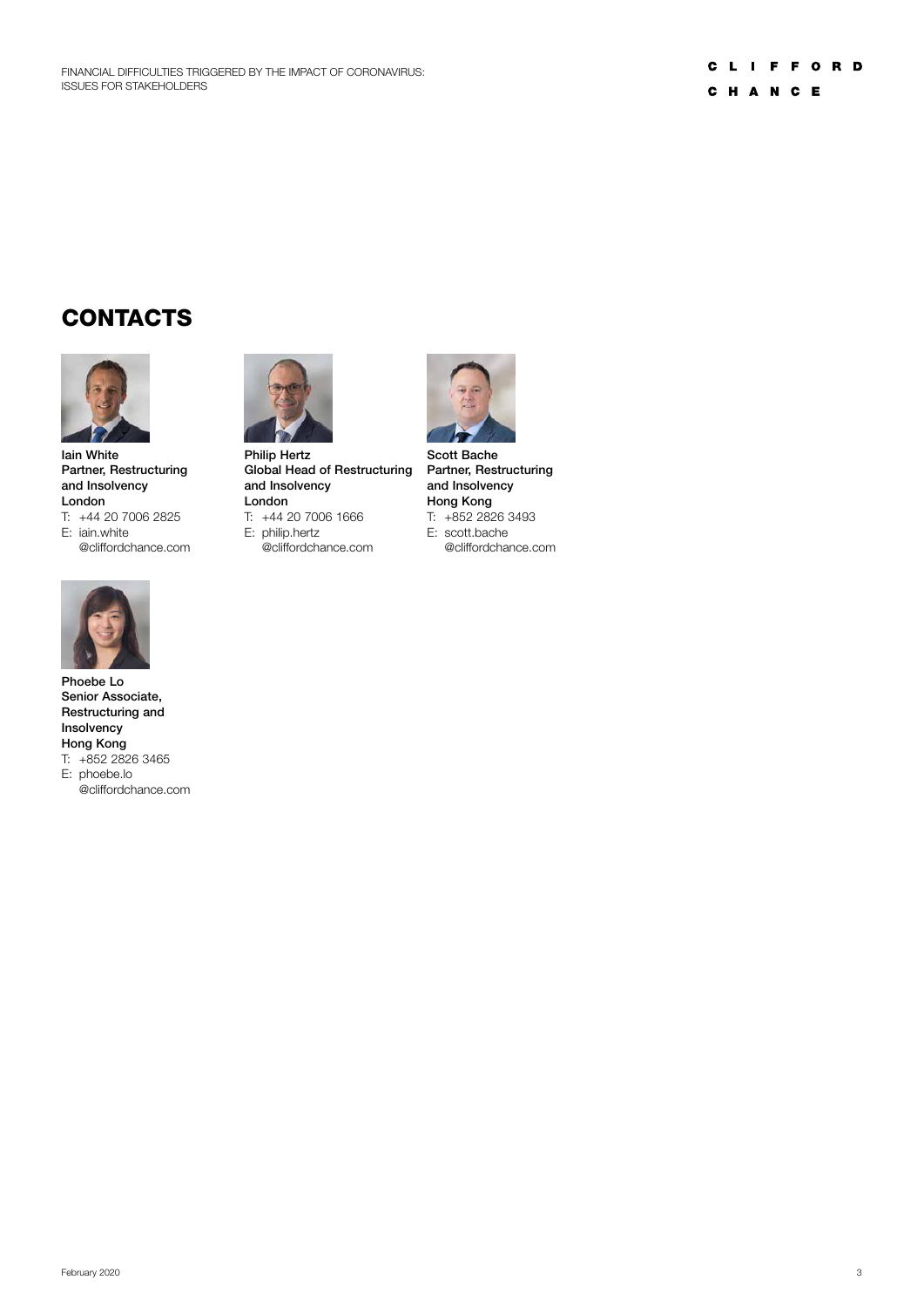## CONTACTS

**Iain White**
**Partner, Restructuring and Insolvency**
**London**
T: +44 20 7006 2825
E: iain.white@cliffordchance.com

**Philip Hertz**
**Global Head of Restructuring and Insolvency**
**London**
T: +44 20 7006 1666
E: philip.hertz@cliffordchance.com

**Scott Bache**
**Partner, Restructuring and Insolvency**
**Hong Kong**
T: +852 2826 3493
E: scott.bache@cliffordchance.com

**Phoebe Lo**
**Senior Associate, Restructuring and Insolvency**
**Hong Kong**
T: +852 2826 3465
E: phoebe.lo@cliffordchance.com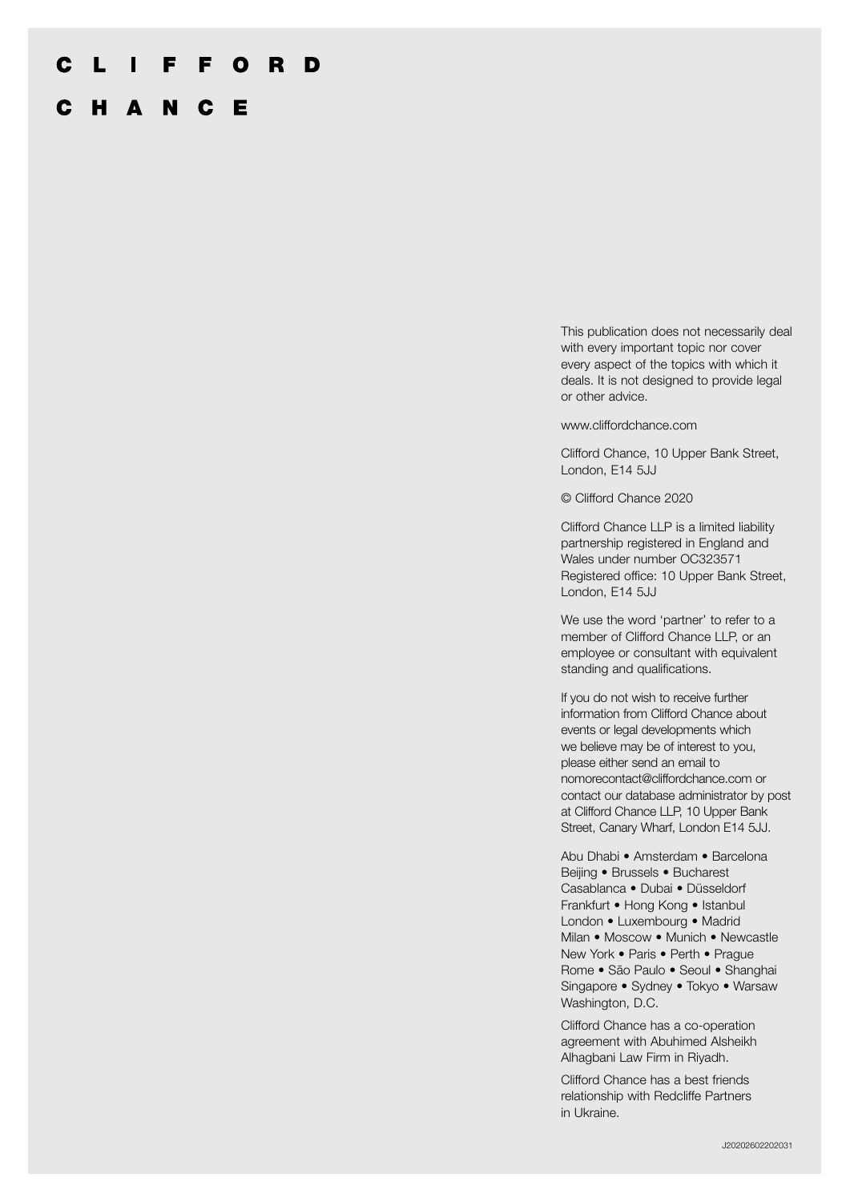C L I F F O R D

C H A N C E

This publication does not necessarily deal with every important topic nor cover every aspect of the topics with which it deals. It is not designed to provide legal or other advice.

www.cliffordchance.com

Clifford Chance, 10 Upper Bank Street, London, E14 5JJ

© Clifford Chance 2020

Clifford Chance LLP is a limited liability partnership registered in England and Wales under number OC323571
Registered office: 10 Upper Bank Street, London, E14 5JJ

We use the word 'partner' to refer to a member of Clifford Chance LLP, or an employee or consultant with equivalent standing and qualifications.

If you do not wish to receive further information from Clifford Chance about events or legal developments which we believe may be of interest to you, please either send an email to nomorecontact@cliffordchance.com or contact our database administrator by post at Clifford Chance LLP, 10 Upper Bank Street, Canary Wharf, London E14 5JJ.

Abu Dhabi • Amsterdam • Barcelona
Beijing • Brussels • Bucharest
Casablanca • Dubai • Düsseldorf
Frankfurt • Hong Kong • Istanbul
London • Luxembourg • Madrid
Milan • Moscow • Munich • Newcastle
New York • Paris • Perth • Prague
Rome • São Paulo • Seoul • Shanghai
Singapore • Sydney • Tokyo • Warsaw
Washington, D.C.

Clifford Chance has a co-operation agreement with Abuhimed Alsheikh Alhagbani Law Firm in Riyadh.

Clifford Chance has a best friends relationship with Redcliffe Partners in Ukraine.

J20202602202031